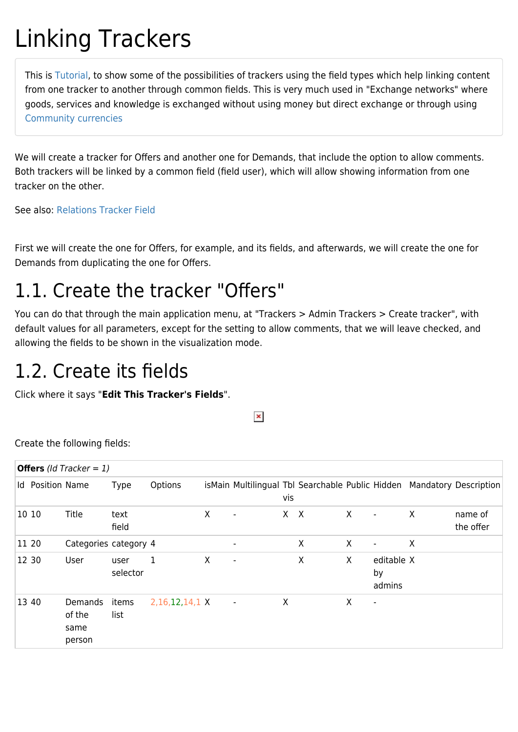# Linking Trackers

This is Tutorial, to show some of the possibilities of trackers using the field types which help linking content from one tracker to another through common fields. This is very much used in "Exchange networks" where goods, services and knowledge is exchanged without using money but direct exchange or through using Community currencies

We will create a tracker for Offers and another one for Demands, that include the option to allow comments. Both trackers will be linked by a common field (field user), which will allow showing information from one tracker on the other.

See also: Relations Tracker Field

First we will create the one for Offers, for example, and its fields, and afterwards, we will create the one for Demands from duplicating the one for Offers.

## 1.1. Create the tracker "Offers"

You can do that through the main application menu, at "Trackers > Admin Trackers > Create tracker", with default values for all parameters, except for the setting to allow comments, that we will leave checked, and allowing the fields to be shown in the visualization mode.

## 1.2. Create its fields

Click where it says "**Edit This Tracker's Fields**".

Create the following fields:

| **Offers** *(Id Tracker = 1)* | | | | | | | | | | | | |
|---|---|---|---|---|---|---|---|---|---|---|---|---|
| Id | Position | Name | Type | Options | isMain | Multilingual | Tbl vis | Searchable | Public | Hidden | Mandatory | Description |
| 10 | 10 | Title | text field | | X | - | X | X | X | - | X | name of the offer |
| 11 | 20 | Categories | category | 4 | | - | | X | X | - | X | |
| 12 | 30 | User | user selector | 1 | X | - | | X | X | editable by admins | X | |
| 13 | 40 | Demands of the same person | items list | 2,16,12,14,1 | X | - | X | | X | - | | |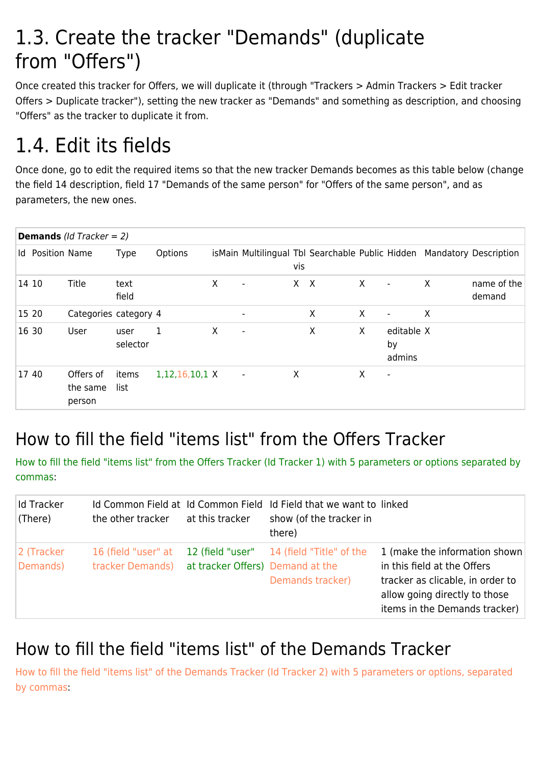# 1.3. Create the tracker "Demands" (duplicate from "Offers")

Once created this tracker for Offers, we will duplicate it (through "Trackers > Admin Trackers > Edit tracker Offers > Duplicate tracker"), setting the new tracker as "Demands" and something as description, and choosing "Offers" as the tracker to duplicate it from.

# 1.4. Edit its fields

Once done, go to edit the required items so that the new tracker Demands becomes as this table below (change the field 14 description, field 17 "Demands of the same person" for "Offers of the same person", and as parameters, the new ones.

| **Demands** *(Id Tracker = 2)* | | | | | | | | | | | | |
|---|---|---|---|---|---|---|---|---|---|---|---|---|
| Id | Position | Name | Type | Options | isMain | Multilingual | Tbl vis | Searchable | Public | Hidden | Mandatory | Description |
| 14 | 10 | Title | text field | | X | - | X | X | X | - | X | name of the demand |
| 15 | 20 | Categories | category | 4 | | - | | X | X | - | X | |
| 16 | 30 | User | user selector | 1 | X | - | | X | X | editable by admins | X | |
| 17 | 40 | Offers of the same person | items list | 1,12,16,10,1 | X | - | X | | X | - | | |

## How to fill the field "items list" from the Offers Tracker

How to fill the field "items list" from the Offers Tracker (Id Tracker 1) with 5 parameters or options separated by commas:

| Id Tracker (There) | Id Common Field at the other tracker | Id Common Field at this tracker | Id Field that we want to show (of the tracker in there) | linked |
|---|---|---|---|---|
| 2 (Tracker Demands) | 16 (field "user" at tracker Demands) | 12 (field "user" at tracker Offers) | 14 (field "Title" of the Demand at the Demands tracker) | 1 (make the information shown in this field at the Offers tracker as clicable, in order to allow going directly to those items in the Demands tracker) |

## How to fill the field "items list" of the Demands Tracker

How to fill the field "items list" of the Demands Tracker (Id Tracker 2) with 5 parameters or options, separated by commas: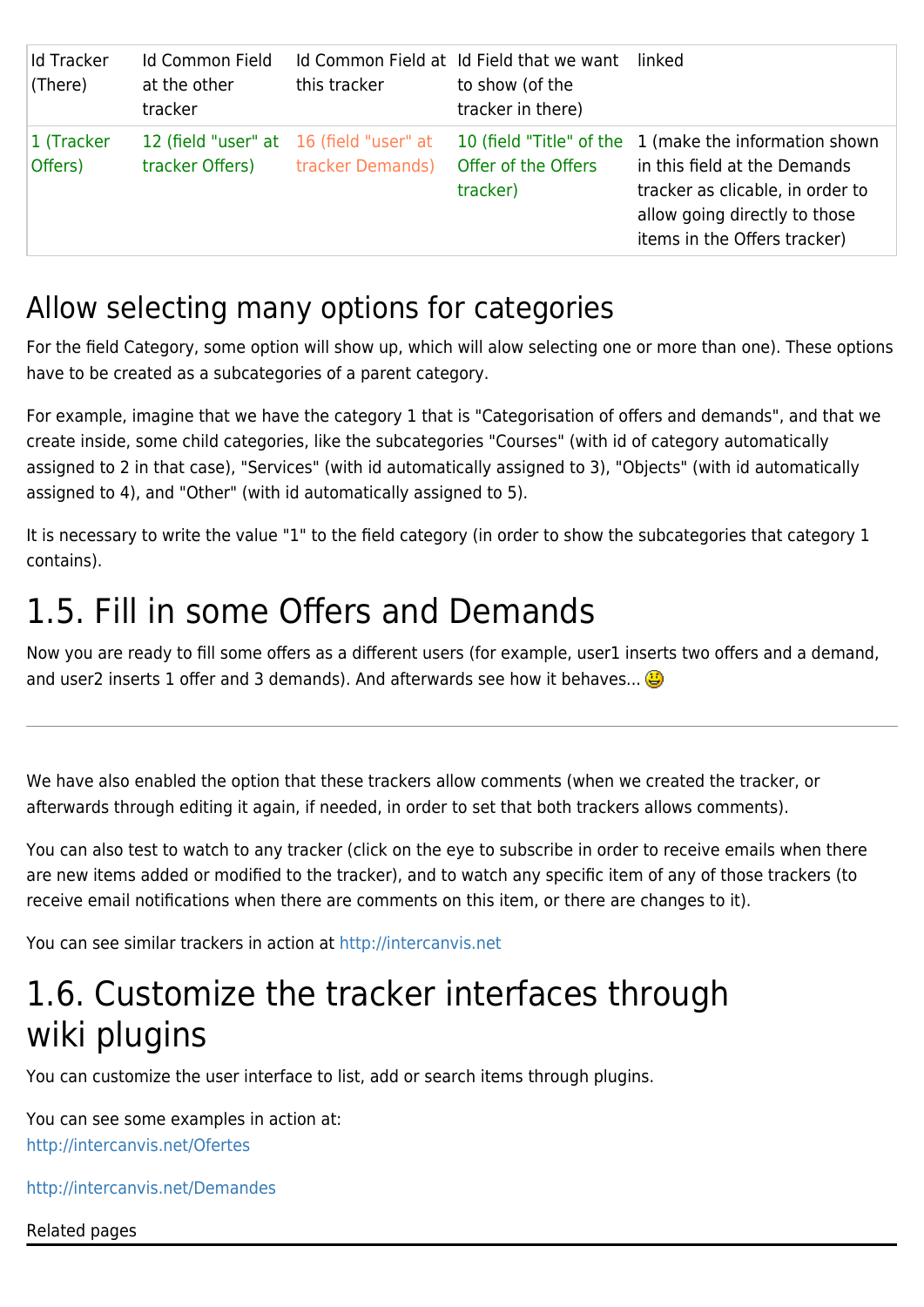| Id Tracker (There) | Id Common Field at the other tracker | Id Common Field at this tracker | Id Field that we want to show (of the tracker in there) | linked |
| --- | --- | --- | --- | --- |
| 1 (Tracker Offers) | 12 (field "user" at tracker Offers) | 16 (field "user" at tracker Demands) | 10 (field "Title" of the Offer of the Offers tracker) | 1 (make the information shown in this field at the Demands tracker as clicable, in order to allow going directly to those items in the Offers tracker) |

## Allow selecting many options for categories

For the field Category, some option will show up, which will alow selecting one or more than one). These options have to be created as a subcategories of a parent category.

For example, imagine that we have the category 1 that is "Categorisation of offers and demands", and that we create inside, some child categories, like the subcategories "Courses" (with id of category automatically assigned to 2 in that case), "Services" (with id automatically assigned to 3), "Objects" (with id automatically assigned to 4), and "Other" (with id automatically assigned to 5).

It is necessary to write the value "1" to the field category (in order to show the subcategories that category 1 contains).

# 1.5. Fill in some Offers and Demands

Now you are ready to fill some offers as a different users (for example, user1 inserts two offers and a demand, and user2 inserts 1 offer and 3 demands). And afterwards see how it behaves... :-)

---

We have also enabled the option that these trackers allow comments (when we created the tracker, or afterwards through editing it again, if needed, in order to set that both trackers allows comments).

You can also test to watch to any tracker (click on the eye to subscribe in order to receive emails when there are new items added or modified to the tracker), and to watch any specific item of any of those trackers (to receive email notifications when there are comments on this item, or there are changes to it).

You can see similar trackers in action at http://intercanvis.net

# 1.6. Customize the tracker interfaces through wiki plugins

You can customize the user interface to list, add or search items through plugins.

You can see some examples in action at:
http://intercanvis.net/Ofertes

http://intercanvis.net/Demandes

Related pages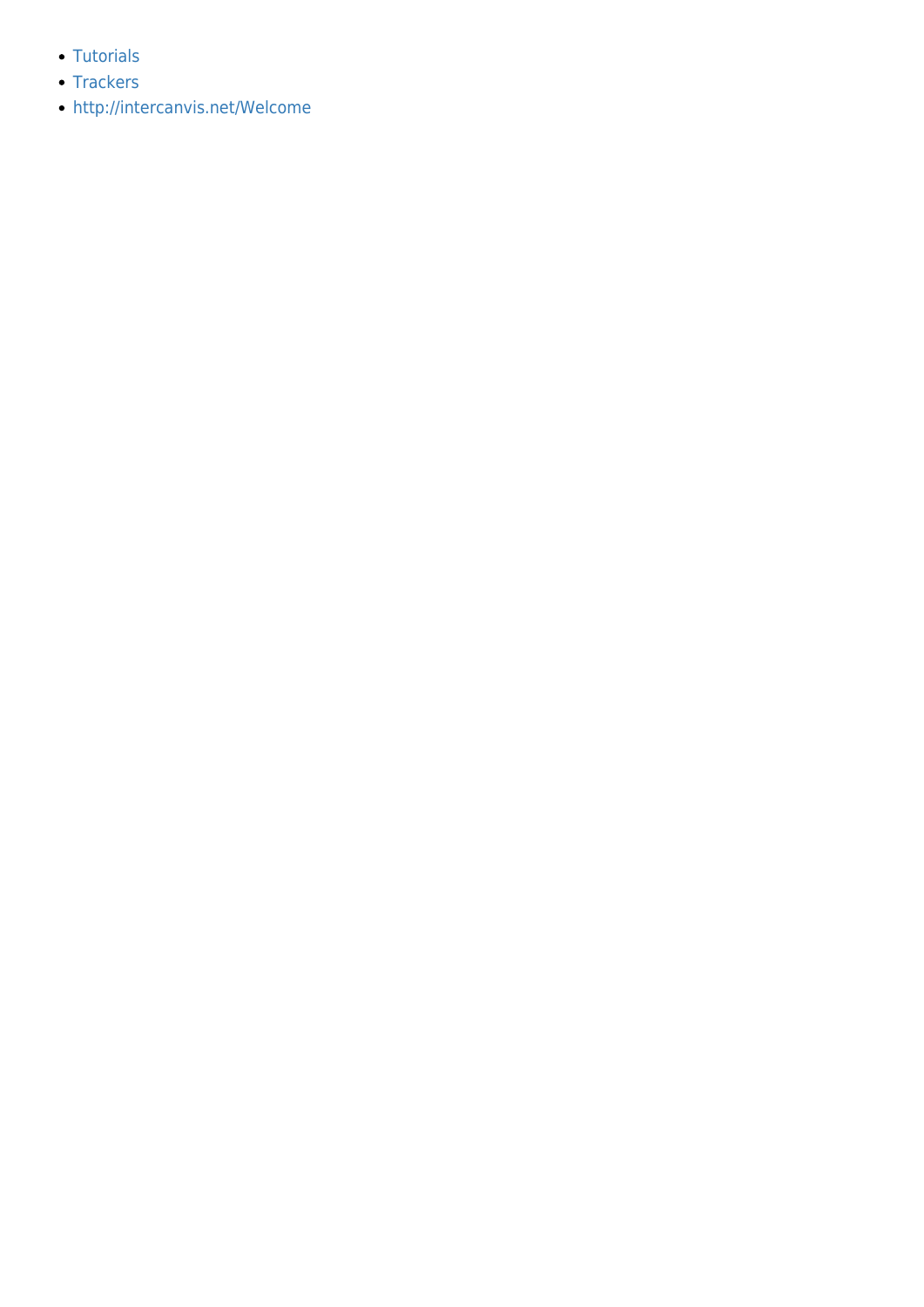- Tutorials
- Trackers
- http://intercanvis.net/Welcome